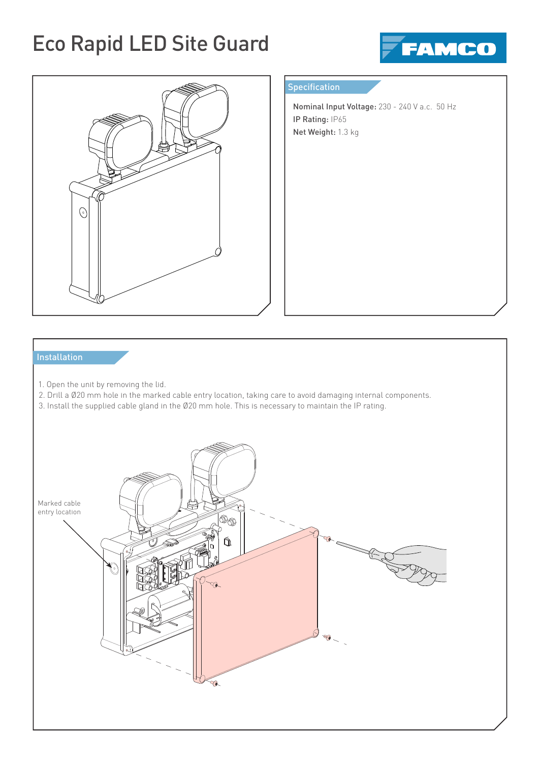# Eco Rapid LED Site Guard

FAMCO

## Specification

**Nominal Input Voltage:** 230 - 240 V a.c.  50 Hz

**IP Rating:** IP65

**Net Weight:** 1.3 kg

## Installation

1. Open the unit by removing the lid.
2. Drill a Ø20 mm hole in the marked cable entry location, taking care to avoid damaging internal components.
3. Install the supplied cable gland in the Ø20 mm hole. This is necessary to maintain the IP rating.

Marked cable entry location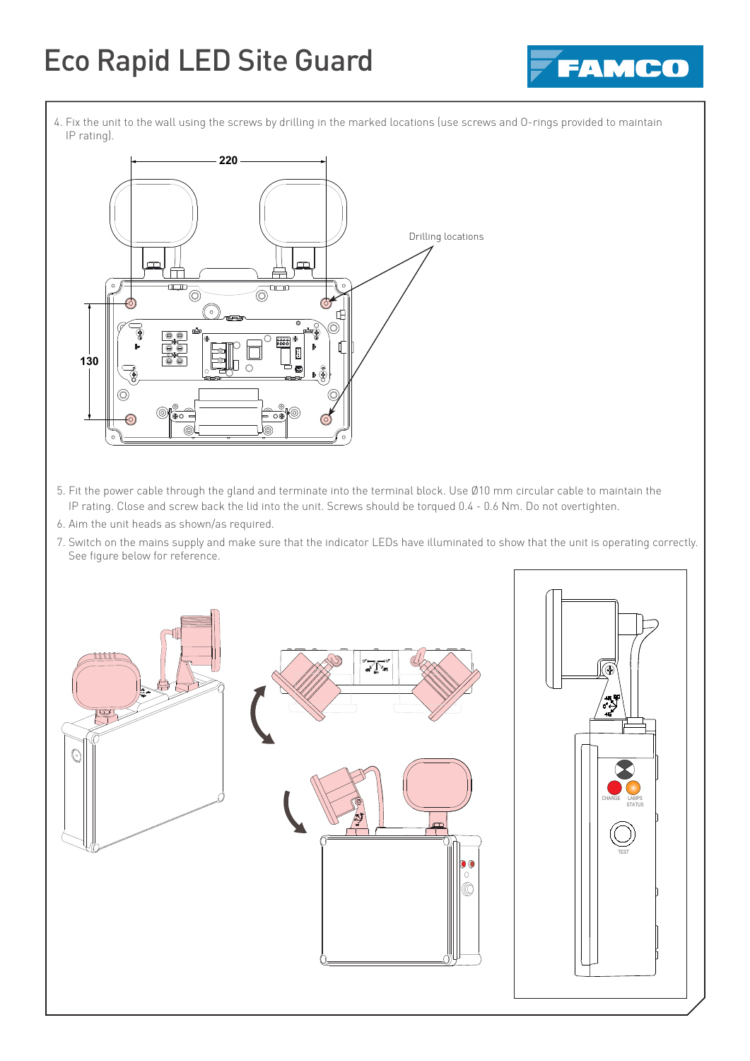# Eco Rapid LED Site Guard

4. Fix the unit to the wall using the screws by drilling in the marked locations (use screws and O-rings provided to maintain IP rating).

220

130

Drilling locations

5. Fit the power cable through the gland and terminate into the terminal block. Use Ø10 mm circular cable to maintain the IP rating. Close and screw back the lid into the unit. Screws should be torqued 0.4 - 0.6 Nm. Do not overtighten.
6. Aim the unit heads as shown/as required.
7. Switch on the mains supply and make sure that the indicator LEDs have illuminated to show that the unit is operating correctly. See figure below for reference.

CHARGE LAMPS STATUS

TEST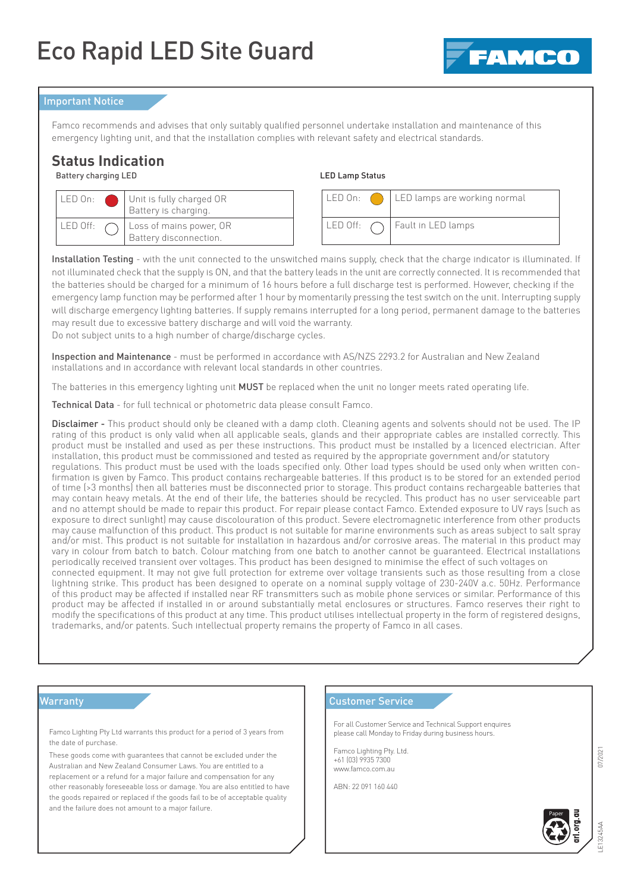# Eco Rapid LED Site Guard

FAMCO

## Important Notice

Famco recommends and advises that only suitably qualified personnel undertake installation and maintenance of this emergency lighting unit, and that the installation complies with relevant safety and electrical standards.

## Status Indication

**Battery charging LED**

| | | |
|---|---|---|
| LED On: | ● (red) | Unit is fully charged OR Battery is charging. |
| LED Off: | ○ | Loss of mains power, OR Battery disconnection. |

**LED Lamp Status**

| | | |
|---|---|---|
| LED On: | ● (amber) | LED lamps are working normal |
| LED Off: | ○ | Fault in LED lamps |

**Installation Testing** - with the unit connected to the unswitched mains supply, check that the charge indicator is illuminated. If not illuminated check that the supply is ON, and that the battery leads in the unit are correctly connected. It is recommended that the batteries should be charged for a minimum of 16 hours before a full discharge test is performed. However, checking if the emergency lamp function may be performed after 1 hour by momentarily pressing the test switch on the unit. Interrupting supply will discharge emergency lighting batteries. If supply remains interrupted for a long period, permanent damage to the batteries may result due to excessive battery discharge and will void the warranty.
Do not subject units to a high number of charge/discharge cycles.

**Inspection and Maintenance** - must be performed in accordance with AS/NZS 2293.2 for Australian and New Zealand installations and in accordance with relevant local standards in other countries.

The batteries in this emergency lighting unit **MUST** be replaced when the unit no longer meets rated operating life.

**Technical Data** - for full technical or photometric data please consult Famco.

**Disclaimer -** This product should only be cleaned with a damp cloth. Cleaning agents and solvents should not be used. The IP rating of this product is only valid when all applicable seals, glands and their appropriate cables are installed correctly. This product must be installed and used as per these instructions. This product must be installed by a licenced electrician. After installation, this product must be commissioned and tested as required by the appropriate government and/or statutory regulations. This product must be used with the loads specified only. Other load types should be used only when written confirmation is given by Famco. This product contains rechargeable batteries. If this product is to be stored for an extended period of time (>3 months) then all batteries must be disconnected prior to storage. This product contains rechargeable batteries that may contain heavy metals. At the end of their life, the batteries should be recycled. This product has no user serviceable part and no attempt should be made to repair this product. For repair please contact Famco. Extended exposure to UV rays (such as exposure to direct sunlight) may cause discolouration of this product. Severe electromagnetic interference from other products may cause malfunction of this product. This product is not suitable for marine environments such as areas subject to salt spray and/or mist. This product is not suitable for installation in hazardous and/or corrosive areas. The material in this product may vary in colour from batch to batch. Colour matching from one batch to another cannot be guaranteed. Electrical installations periodically received transient over voltages. This product has been designed to minimise the effect of such voltages on connected equipment. It may not give full protection for extreme over voltage transients such as those resulting from a close lightning strike. This product has been designed to operate on a nominal supply voltage of 230-240V a.c. 50Hz. Performance of this product may be affected if installed near RF transmitters such as mobile phone services or similar. Performance of this product may be affected if installed in or around substantially metal enclosures or structures. Famco reserves their right to modify the specifications of this product at any time. This product utilises intellectual property in the form of registered designs, trademarks, and/or patents. Such intellectual property remains the property of Famco in all cases.

## Warranty

Famco Lighting Pty Ltd warrants this product for a period of 3 years from the date of purchase.

These goods come with guarantees that cannot be excluded under the Australian and New Zealand Consumer Laws. You are entitled to a replacement or a refund for a major failure and compensation for any other reasonably foreseeable loss or damage. You are also entitled to have the goods repaired or replaced if the goods fail to be of acceptable quality and the failure does not amount to a major failure.

## Customer Service

For all Customer Service and Technical Support enquires please call Monday to Friday during business hours.

Famco Lighting Pty. Ltd.
+61 (03) 9935 7300
www.famco.com.au

ABN: 22 091 160 440

Paper arl.org.au

07/2021

LE1324SAA